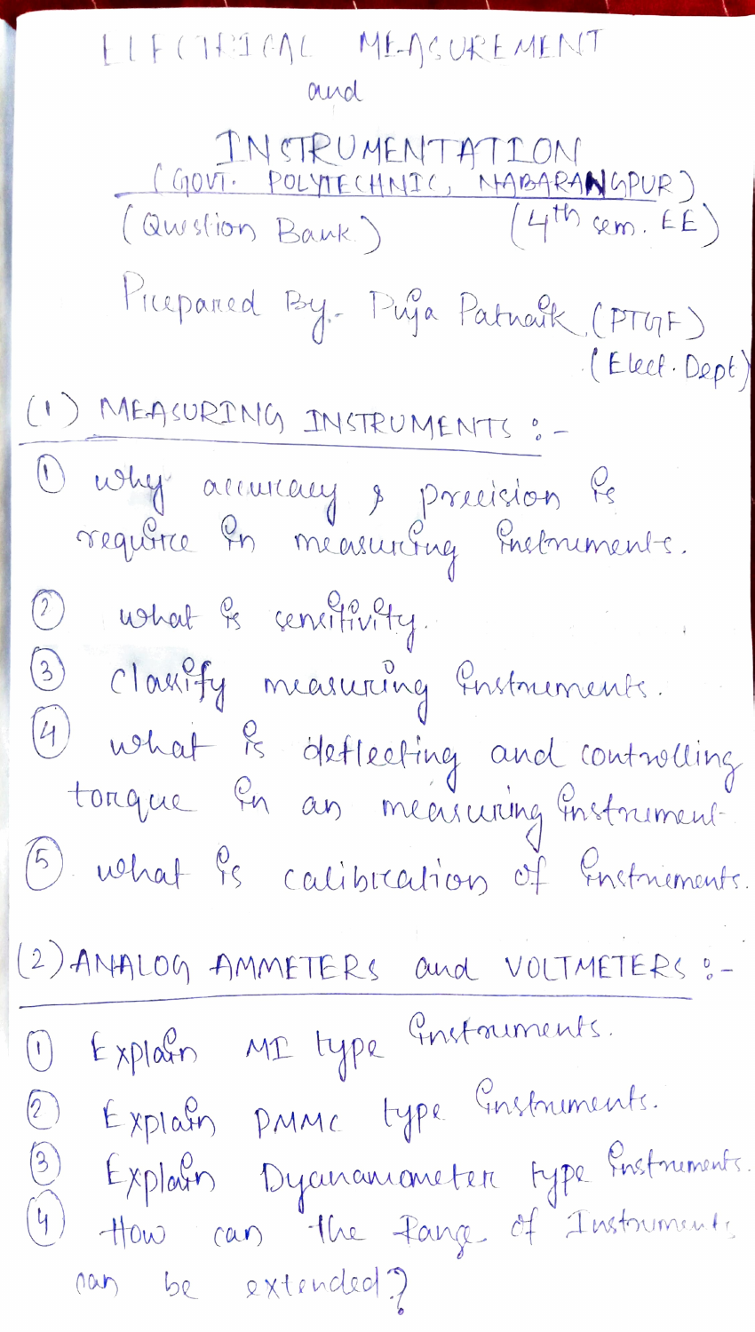# ELECTRICAL MEASUREMENT and INSTRUMENTATION

(GOVT. POLYTECHNIC, NABARANGPUR)

(Question Bank) (4th sem. EE)

Prepared By- Puja Patnaik (PTGF) (Elect. Dept)

## (1) MEASURING INSTRUMENTS :-

1. why accuracy & precision is require in measuring instruments.
2. what is sensitivity.
3. classify measuring instruments.
4. what is deflecting and controlling torque in an measuring instrument.
5. what is calibration of instruments.

## (2) ANALOG AMMETERS and VOLTMETERS :-

1. Explain MI type instruments.
2. Explain PMMC type instruments.
3. Explain Dyanamometer type instruments.
4. How can the Range of Instruments can be extended?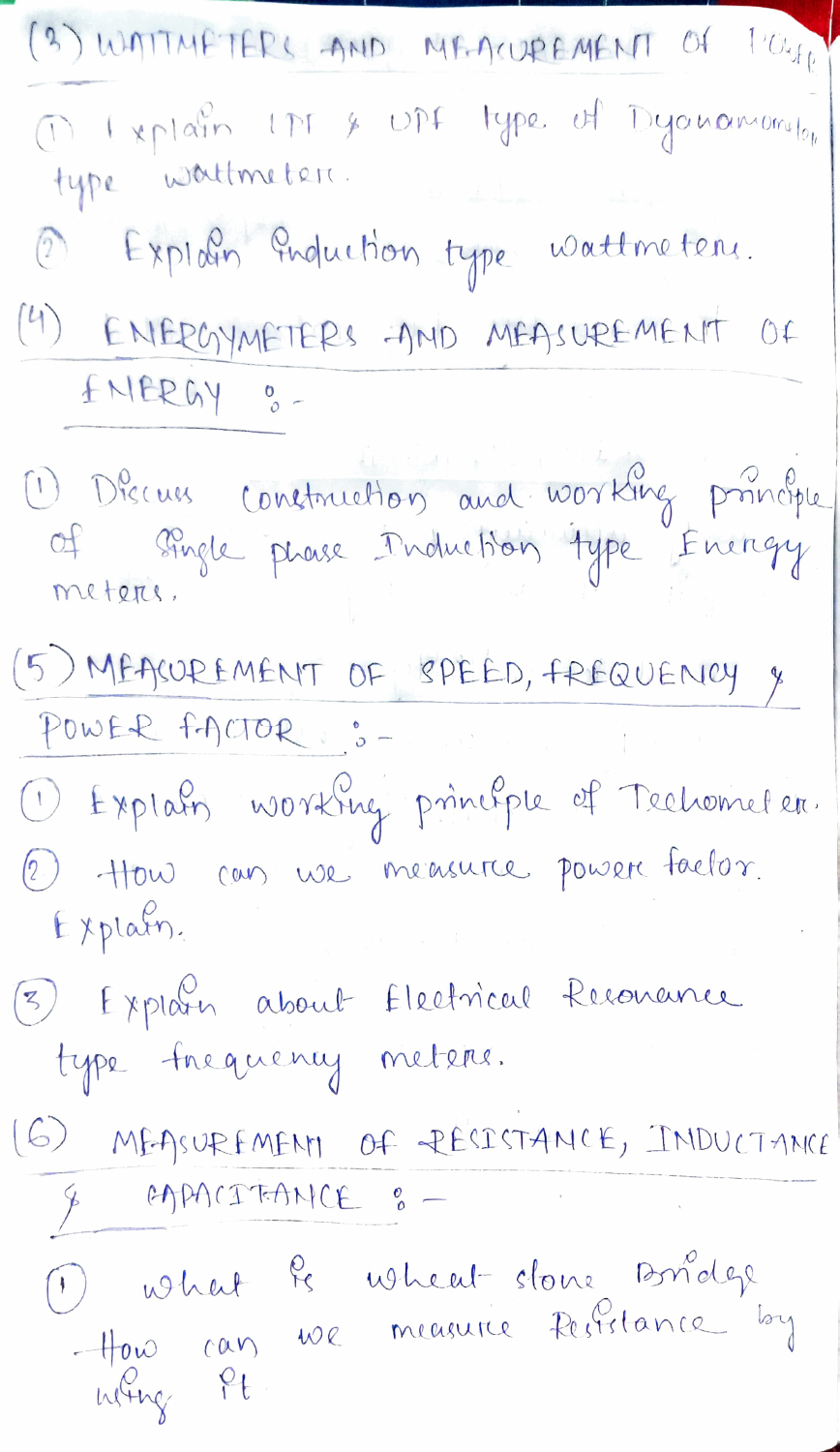## (3) WATTMETERS AND MEASUREMENT OF POWER

1. Explain LPF & UPF type of Dynamometer type wattmeter.
2. Explain Induction type wattmeters.

## (4) ENERGYMETERS AND MEASUREMENT OF ENERGY :-

1. Discuss construction and working principle of Single phase Induction type Energy meters.

## (5) MEASUREMENT OF SPEED, FREQUENCY & POWER FACTOR :-

1. Explain working principle of Techometer.
2. How can we measure power factor. Explain.
3. Explain about Electrical Resonance type frequency meters.

## (6) MEASUREMENT OF RESISTANCE, INDUCTANCE & CAPACITANCE :-

1. What is wheat stone Bridge How can we measure Resistance by using it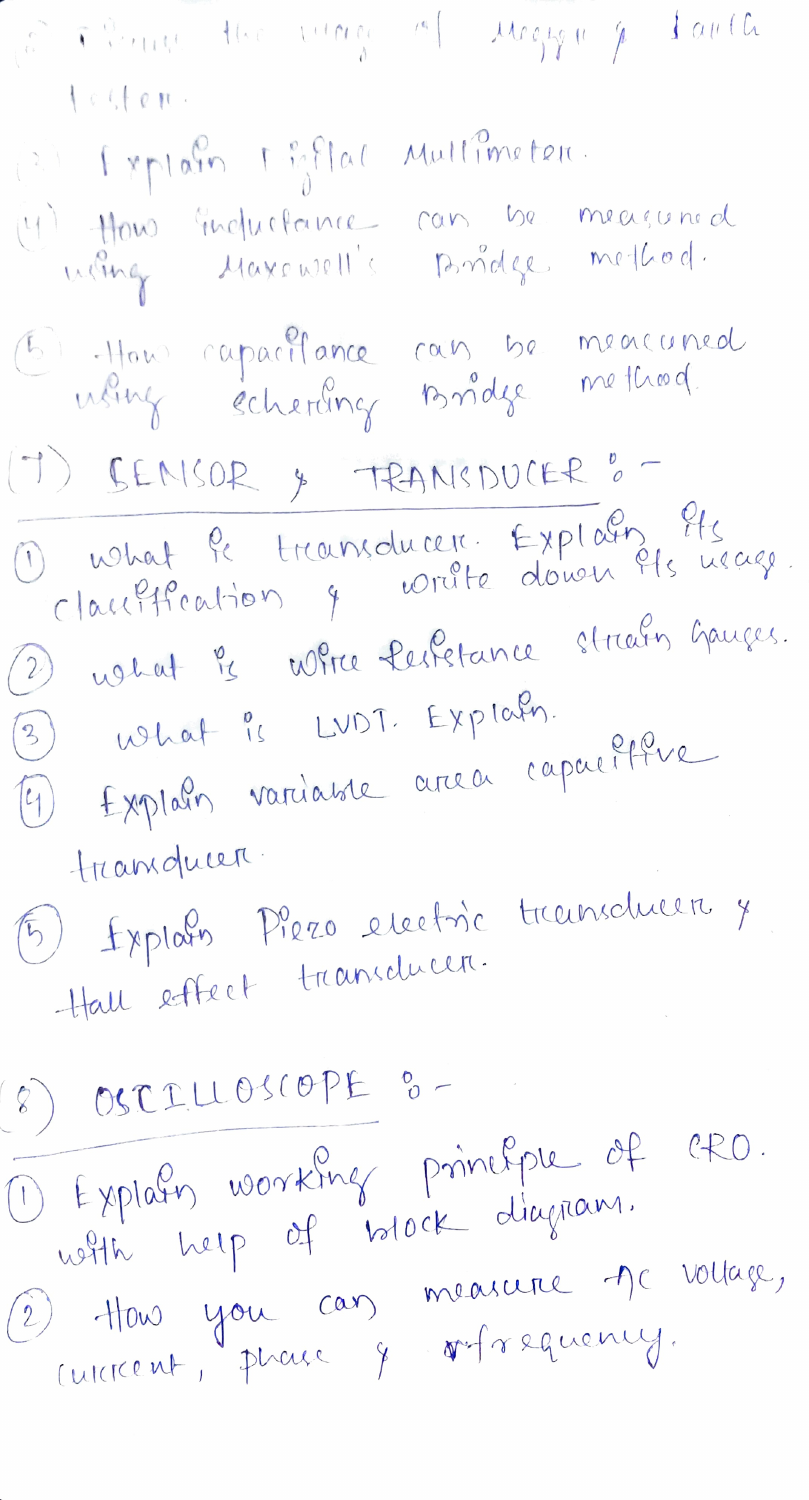(2) Explain the usage of Megger & Earth tester.

(3) Explain Digital Multimeter.

(4) How inductance can be measured using Maxwell's Bridge method.

(5) How capacitance can be measured using schering Bridge method.

## (7) SENSOR & TRANSDUCER :-

1. what is transducer. Explain its classification & write down its usage.
2. what is wire Resistance strain Gauges.
3. what is LVDT. Explain.
4. Explain variable area capacitive transducer.
5. Explain Piezo electric transducer & Hall effect transducer.

## (8) OSCILLOSCOPE :-

1. Explain working principle of CRO. with help of block diagram.
2. How you can measure AC voltage, current, phase & frequency.